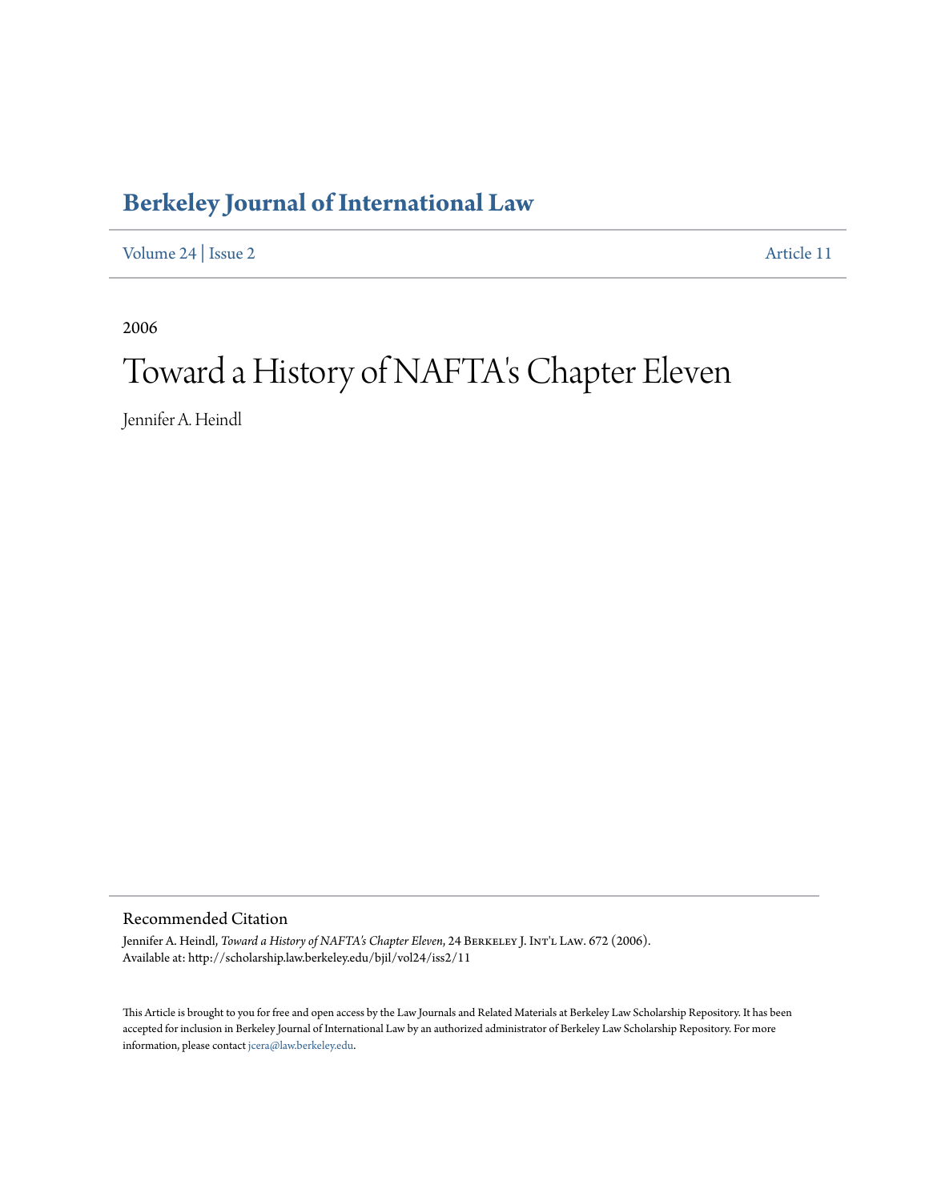# Berkeley Journal of International Law

Volume 24 | Issue 2 Article 11

2006

# Toward a History of NAFTA's Chapter Eleven

Jennifer A. Heindl

## Recommended Citation

Jennifer A. Heindl, *Toward a History of NAFTA's Chapter Eleven*, 24 Berkeley J. Int'l Law. 672 (2006).
Available at: http://scholarship.law.berkeley.edu/bjil/vol24/iss2/11

This Article is brought to you for free and open access by the Law Journals and Related Materials at Berkeley Law Scholarship Repository. It has been accepted for inclusion in Berkeley Journal of International Law by an authorized administrator of Berkeley Law Scholarship Repository. For more information, please contact jcera@law.berkeley.edu.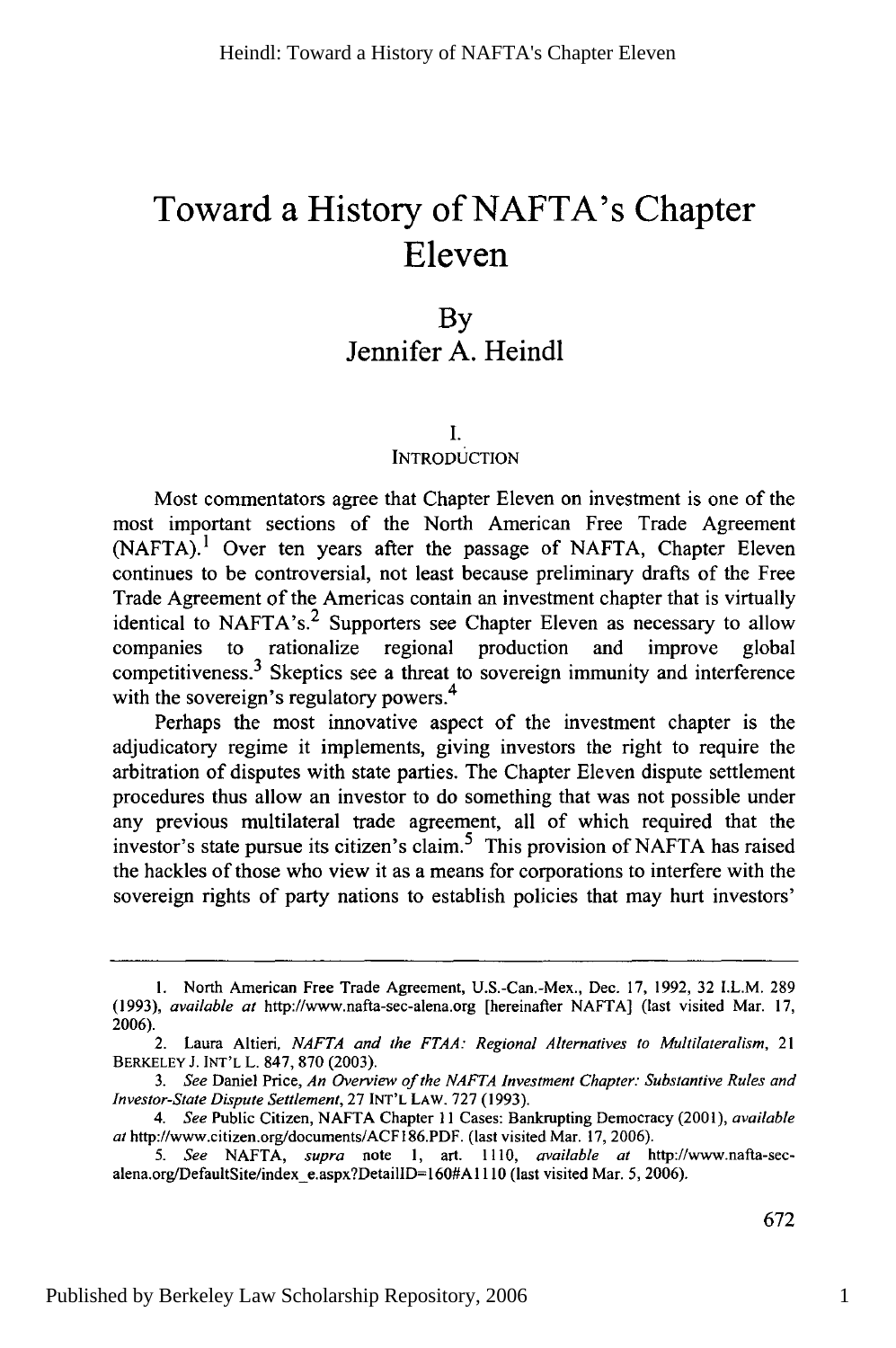# Toward a History of NAFTA's Chapter Eleven

By

Jennifer A. Heindl

## I. INTRODUCTION

Most commentators agree that Chapter Eleven on investment is one of the most important sections of the North American Free Trade Agreement (NAFTA).[1] Over ten years after the passage of NAFTA, Chapter Eleven continues to be controversial, not least because preliminary drafts of the Free Trade Agreement of the Americas contain an investment chapter that is virtually identical to NAFTA's.[2] Supporters see Chapter Eleven as necessary to allow companies to rationalize regional production and improve global competitiveness.[3] Skeptics see a threat to sovereign immunity and interference with the sovereign's regulatory powers.[4]

Perhaps the most innovative aspect of the investment chapter is the adjudicatory regime it implements, giving investors the right to require the arbitration of disputes with state parties. The Chapter Eleven dispute settlement procedures thus allow an investor to do something that was not possible under any previous multilateral trade agreement, all of which required that the investor's state pursue its citizen's claim.[5] This provision of NAFTA has raised the hackles of those who view it as a means for corporations to interfere with the sovereign rights of party nations to establish policies that may hurt investors'

---

1. North American Free Trade Agreement, U.S.-Can.-Mex., Dec. 17, 1992, 32 I.L.M. 289 (1993), *available at* http://www.nafta-sec-alena.org [hereinafter NAFTA] (last visited Mar. 17, 2006).

2. Laura Altieri, *NAFTA and the FTAA: Regional Alternatives to Multilateralism*, 21 BERKELEY J. INT'L L. 847, 870 (2003).

3. *See* Daniel Price, *An Overview of the NAFTA Investment Chapter: Substantive Rules and Investor-State Dispute Settlement*, 27 INT'L LAW. 727 (1993).

4. *See* Public Citizen, NAFTA Chapter 11 Cases: Bankrupting Democracy (2001), *available at* http://www.citizen.org/documents/ACF186.PDF. (last visited Mar. 17, 2006).

5. *See* NAFTA, *supra* note 1, art. 1110, *available at* http://www.nafta-sec-alena.org/DefaultSite/index_e.aspx?DetailID=160#A1110 (last visited Mar. 5, 2006).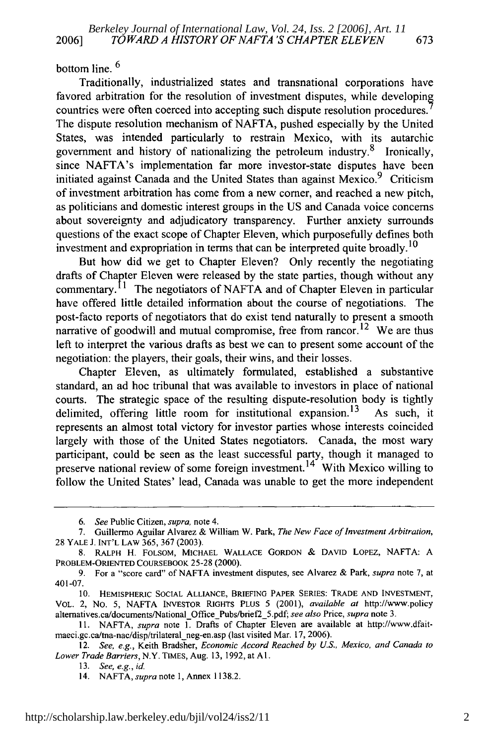bottom line.[6]

Traditionally, industrialized states and transnational corporations have favored arbitration for the resolution of investment disputes, while developing countries were often coerced into accepting such dispute resolution procedures.[7] The dispute resolution mechanism of NAFTA, pushed especially by the United States, was intended particularly to restrain Mexico, with its autarchic government and history of nationalizing the petroleum industry.[8] Ironically, since NAFTA's implementation far more investor-state disputes have been initiated against Canada and the United States than against Mexico.[9] Criticism of investment arbitration has come from a new corner, and reached a new pitch, as politicians and domestic interest groups in the US and Canada voice concerns about sovereignty and adjudicatory transparency. Further anxiety surrounds questions of the exact scope of Chapter Eleven, which purposefully defines both investment and expropriation in terms that can be interpreted quite broadly.[10]

But how did we get to Chapter Eleven? Only recently the negotiating drafts of Chapter Eleven were released by the state parties, though without any commentary.[11] The negotiators of NAFTA and of Chapter Eleven in particular have offered little detailed information about the course of negotiations. The post-facto reports of negotiators that do exist tend naturally to present a smooth narrative of goodwill and mutual compromise, free from rancor.[12] We are thus left to interpret the various drafts as best we can to present some account of the negotiation: the players, their goals, their wins, and their losses.

Chapter Eleven, as ultimately formulated, established a substantive standard, an ad hoc tribunal that was available to investors in place of national courts. The strategic space of the resulting dispute-resolution body is tightly delimited, offering little room for institutional expansion.[13] As such, it represents an almost total victory for investor parties whose interests coincided largely with those of the United States negotiators. Canada, the most wary participant, could be seen as the least successful party, though it managed to preserve national review of some foreign investment.[14] With Mexico willing to follow the United States' lead, Canada was unable to get the more independent

---

6. *See* Public Citizen, *supra*, note 4.

7. Guillermo Aguilar Alvarez & William W. Park, *The New Face of Investment Arbitration*, 28 YALE J. INT'L LAW 365, 367 (2003).

8. RALPH H. FOLSOM, MICHAEL WALLACE GORDON & DAVID LOPEZ, NAFTA: A PROBLEM-ORIENTED COURSEBOOK 25-28 (2000).

9. For a "score card" of NAFTA investment disputes, see Alvarez & Park, *supra* note 7, at 401-07.

10. HEMISPHERIC SOCIAL ALLIANCE, BRIEFING PAPER SERIES: TRADE AND INVESTMENT, VOL. 2, NO. 5, NAFTA INVESTOR RIGHTS PLUS 5 (2001), *available at* http://www.policyalternatives.ca/documents/National_Office_Pubs/brief2_5.pdf; *see also* Price, *supra* note 3.

11. NAFTA, *supra* note 1. Drafts of Chapter Eleven are available at http://www.dfait-maeci.gc.ca/tna-nac/disp/trilateral_neg-en.asp (last visited Mar. 17, 2006).

12. *See, e.g.*, Keith Bradsher, *Economic Accord Reached by U.S., Mexico, and Canada to Lower Trade Barriers*, N.Y. TIMES, Aug. 13, 1992, at A1.

13. *See, e.g.*, *id.*

14. NAFTA, *supra* note 1, Annex 1138.2.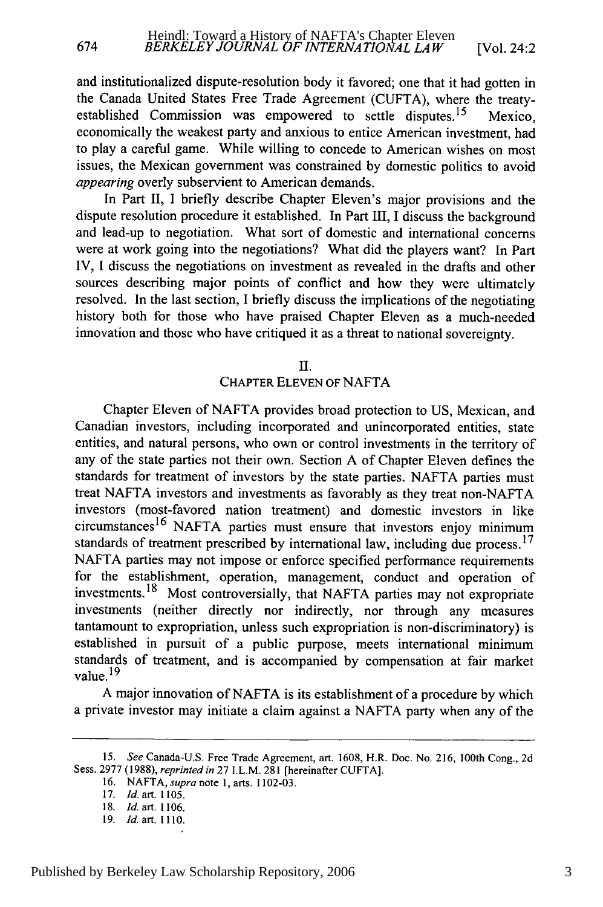and institutionalized dispute-resolution body it favored; one that it had gotten in the Canada United States Free Trade Agreement (CUFTA), where the treaty-established Commission was empowered to settle disputes.[15] Mexico, economically the weakest party and anxious to entice American investment, had to play a careful game. While willing to concede to American wishes on most issues, the Mexican government was constrained by domestic politics to avoid *appearing* overly subservient to American demands.

In Part II, I briefly describe Chapter Eleven's major provisions and the dispute resolution procedure it established. In Part III, I discuss the background and lead-up to negotiation. What sort of domestic and international concerns were at work going into the negotiations? What did the players want? In Part IV, I discuss the negotiations on investment as revealed in the drafts and other sources describing major points of conflict and how they were ultimately resolved. In the last section, I briefly discuss the implications of the negotiating history both for those who have praised Chapter Eleven as a much-needed innovation and those who have critiqued it as a threat to national sovereignty.

## II.
## CHAPTER ELEVEN OF NAFTA

Chapter Eleven of NAFTA provides broad protection to US, Mexican, and Canadian investors, including incorporated and unincorporated entities, state entities, and natural persons, who own or control investments in the territory of any of the state parties not their own. Section A of Chapter Eleven defines the standards for treatment of investors by the state parties. NAFTA parties must treat NAFTA investors and investments as favorably as they treat non-NAFTA investors (most-favored nation treatment) and domestic investors in like circumstances[16] NAFTA parties must ensure that investors enjoy minimum standards of treatment prescribed by international law, including due process.[17] NAFTA parties may not impose or enforce specified performance requirements for the establishment, operation, management, conduct and operation of investments.[18] Most controversially, that NAFTA parties may not expropriate investments (neither directly nor indirectly, nor through any measures tantamount to expropriation, unless such expropriation is non-discriminatory) is established in pursuit of a public purpose, meets international minimum standards of treatment, and is accompanied by compensation at fair market value.[19]

A major innovation of NAFTA is its establishment of a procedure by which a private investor may initiate a claim against a NAFTA party when any of the

---

15. *See* Canada-U.S. Free Trade Agreement, art. 1608, H.R. Doc. No. 216, 100th Cong., 2d Sess. 2977 (1988), *reprinted in* 27 I.L.M. 281 [hereinafter CUFTA].

16. NAFTA, *supra* note 1, arts. 1102-03.

17. *Id.* art. 1105.

18. *Id.* art. 1106.

19. *Id.* art. 1110.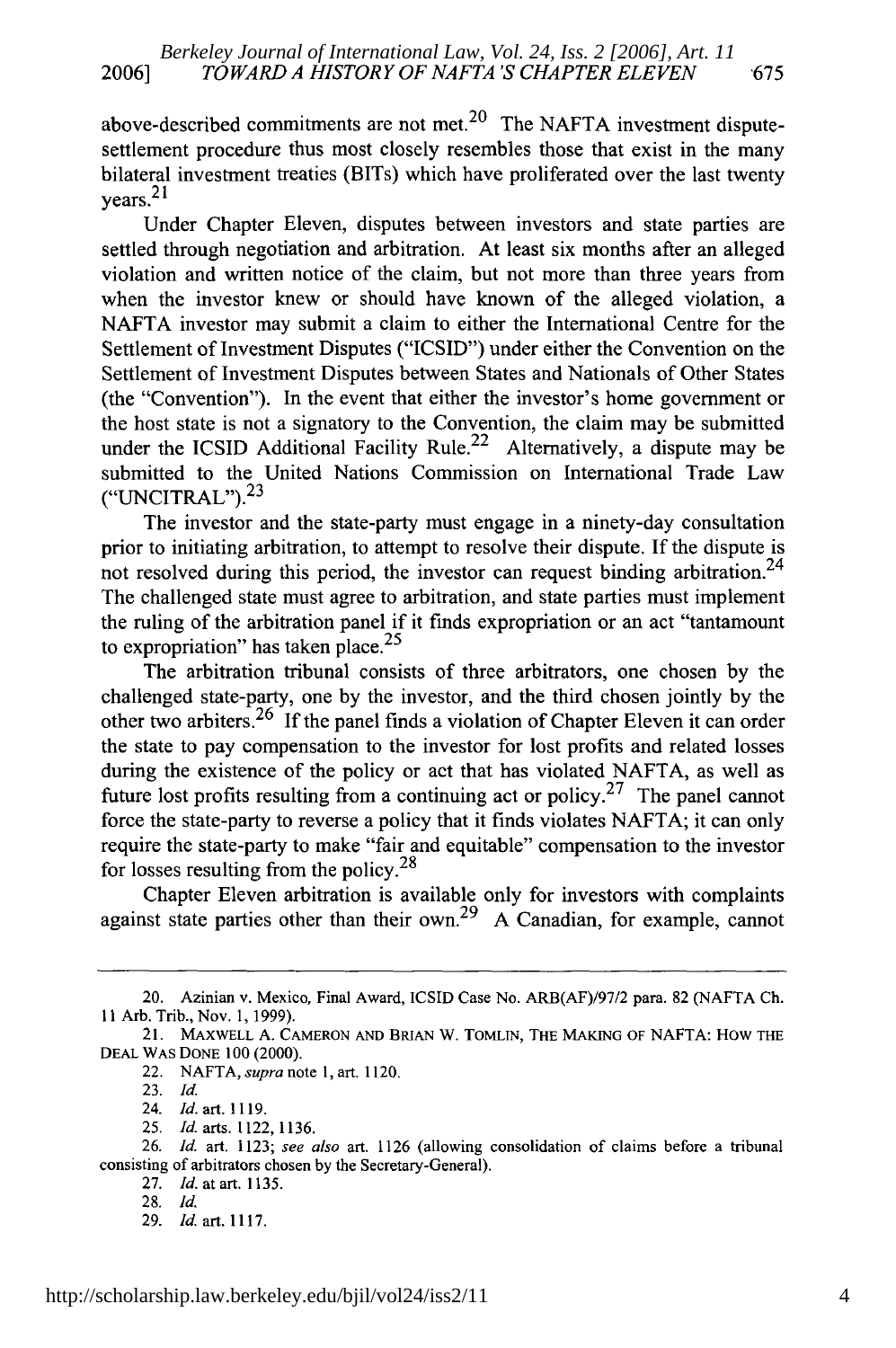above-described commitments are not met.[20] The NAFTA investment dispute-settlement procedure thus most closely resembles those that exist in the many bilateral investment treaties (BITs) which have proliferated over the last twenty years.[21]

Under Chapter Eleven, disputes between investors and state parties are settled through negotiation and arbitration. At least six months after an alleged violation and written notice of the claim, but not more than three years from when the investor knew or should have known of the alleged violation, a NAFTA investor may submit a claim to either the International Centre for the Settlement of Investment Disputes ("ICSID") under either the Convention on the Settlement of Investment Disputes between States and Nationals of Other States (the "Convention"). In the event that either the investor's home government or the host state is not a signatory to the Convention, the claim may be submitted under the ICSID Additional Facility Rule.[22] Alternatively, a dispute may be submitted to the United Nations Commission on International Trade Law ("UNCITRAL").[23]

The investor and the state-party must engage in a ninety-day consultation prior to initiating arbitration, to attempt to resolve their dispute. If the dispute is not resolved during this period, the investor can request binding arbitration.[24] The challenged state must agree to arbitration, and state parties must implement the ruling of the arbitration panel if it finds expropriation or an act "tantamount to expropriation" has taken place.[25]

The arbitration tribunal consists of three arbitrators, one chosen by the challenged state-party, one by the investor, and the third chosen jointly by the other two arbiters.[26] If the panel finds a violation of Chapter Eleven it can order the state to pay compensation to the investor for lost profits and related losses during the existence of the policy or act that has violated NAFTA, as well as future lost profits resulting from a continuing act or policy.[27] The panel cannot force the state-party to reverse a policy that it finds violates NAFTA; it can only require the state-party to make "fair and equitable" compensation to the investor for losses resulting from the policy.[28]

Chapter Eleven arbitration is available only for investors with complaints against state parties other than their own.[29] A Canadian, for example, cannot

---

20. Azinian v. Mexico, Final Award, ICSID Case No. ARB(AF)/97/2 para. 82 (NAFTA Ch. 11 Arb. Trib., Nov. 1, 1999).

21. MAXWELL A. CAMERON AND BRIAN W. TOMLIN, THE MAKING OF NAFTA: HOW THE DEAL WAS DONE 100 (2000).

22. NAFTA, *supra* note 1, art. 1120.

23. *Id.*

24. *Id.* art. 1119.

25. *Id.* arts. 1122, 1136.

26. *Id.* art. 1123; *see also* art. 1126 (allowing consolidation of claims before a tribunal consisting of arbitrators chosen by the Secretary-General).

27. *Id.* at art. 1135.

28. *Id.*

29. *Id.* art. 1117.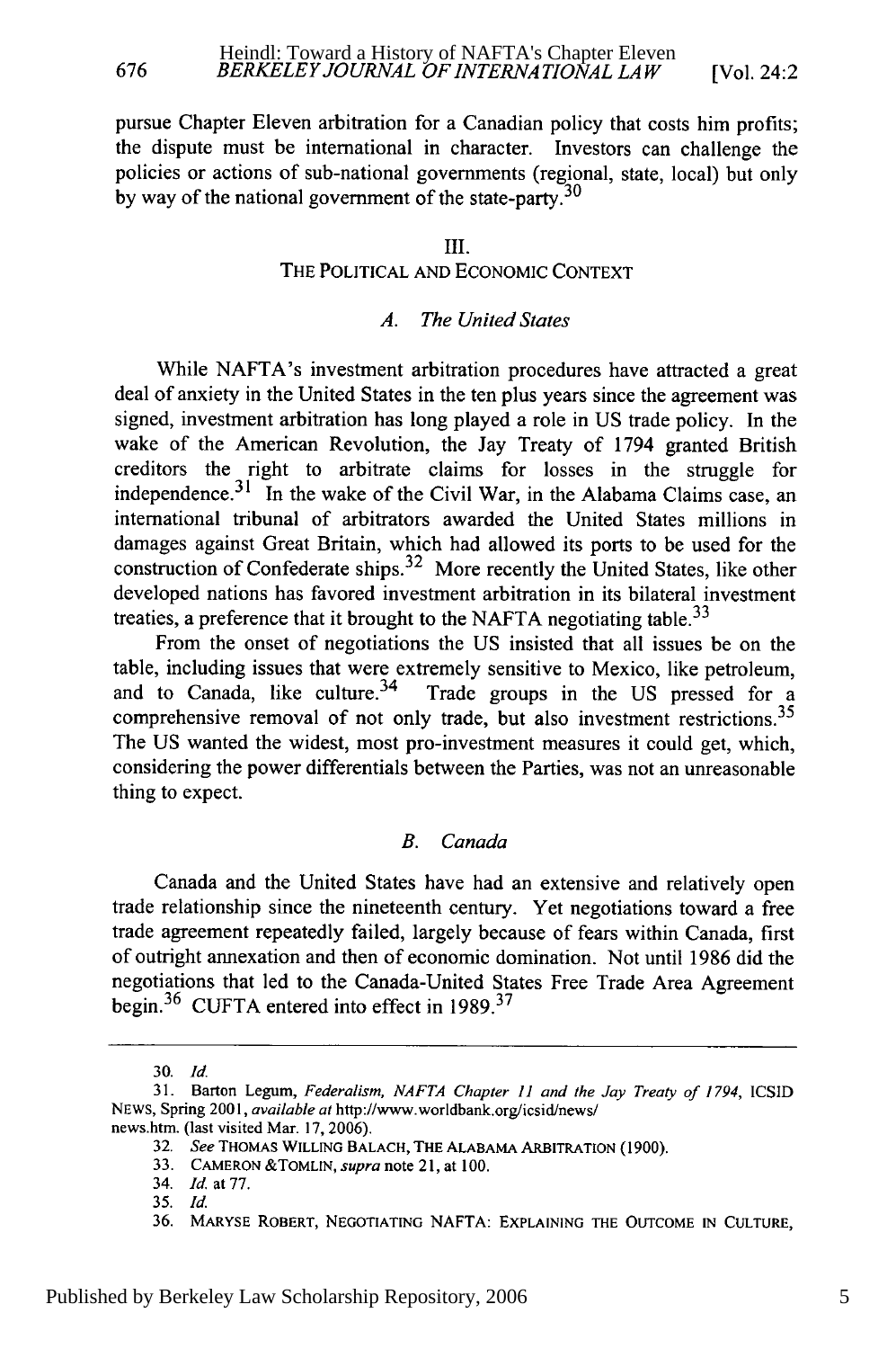pursue Chapter Eleven arbitration for a Canadian policy that costs him profits; the dispute must be international in character. Investors can challenge the policies or actions of sub-national governments (regional, state, local) but only by way of the national government of the state-party.[30]

## III.
## THE POLITICAL AND ECONOMIC CONTEXT

### *A. The United States*

While NAFTA's investment arbitration procedures have attracted a great deal of anxiety in the United States in the ten plus years since the agreement was signed, investment arbitration has long played a role in US trade policy. In the wake of the American Revolution, the Jay Treaty of 1794 granted British creditors the right to arbitrate claims for losses in the struggle for independence.[31] In the wake of the Civil War, in the Alabama Claims case, an international tribunal of arbitrators awarded the United States millions in damages against Great Britain, which had allowed its ports to be used for the construction of Confederate ships.[32] More recently the United States, like other developed nations has favored investment arbitration in its bilateral investment treaties, a preference that it brought to the NAFTA negotiating table.[33]

From the onset of negotiations the US insisted that all issues be on the table, including issues that were extremely sensitive to Mexico, like petroleum, and to Canada, like culture.[34] Trade groups in the US pressed for a comprehensive removal of not only trade, but also investment restrictions.[35] The US wanted the widest, most pro-investment measures it could get, which, considering the power differentials between the Parties, was not an unreasonable thing to expect.

### *B. Canada*

Canada and the United States have had an extensive and relatively open trade relationship since the nineteenth century. Yet negotiations toward a free trade agreement repeatedly failed, largely because of fears within Canada, first of outright annexation and then of economic domination. Not until 1986 did the negotiations that led to the Canada-United States Free Trade Area Agreement begin.[36] CUFTA entered into effect in 1989.[37]

---

30. *Id.*

31. Barton Legum, *Federalism, NAFTA Chapter 11 and the Jay Treaty of 1794*, ICSID NEWS, Spring 2001, *available at* http://www.worldbank.org/icsid/news/news.htm. (last visited Mar. 17, 2006).

32. *See* THOMAS WILLING BALACH, THE ALABAMA ARBITRATION (1900).

33. CAMERON &TOMLIN, *supra* note 21, at 100.

34. *Id.* at 77.

35. *Id.*

36. MARYSE ROBERT, NEGOTIATING NAFTA: EXPLAINING THE OUTCOME IN CULTURE,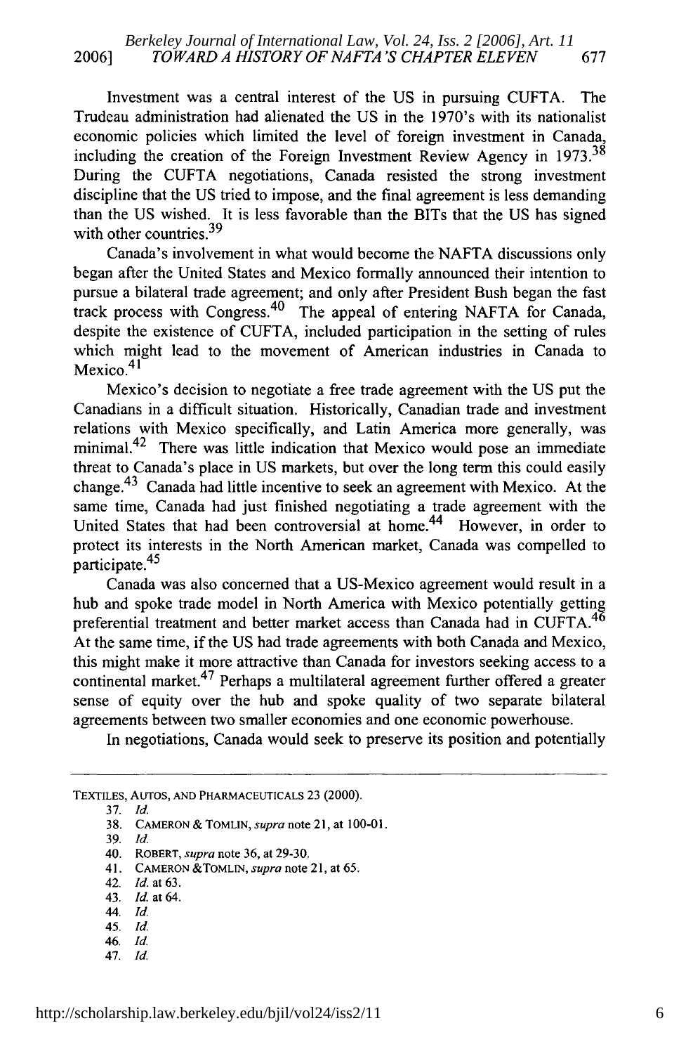Investment was a central interest of the US in pursuing CUFTA. The Trudeau administration had alienated the US in the 1970's with its nationalist economic policies which limited the level of foreign investment in Canada, including the creation of the Foreign Investment Review Agency in 1973.[38] During the CUFTA negotiations, Canada resisted the strong investment discipline that the US tried to impose, and the final agreement is less demanding than the US wished. It is less favorable than the BITs that the US has signed with other countries.[39]

Canada's involvement in what would become the NAFTA discussions only began after the United States and Mexico formally announced their intention to pursue a bilateral trade agreement; and only after President Bush began the fast track process with Congress.[40] The appeal of entering NAFTA for Canada, despite the existence of CUFTA, included participation in the setting of rules which might lead to the movement of American industries in Canada to Mexico.[41]

Mexico's decision to negotiate a free trade agreement with the US put the Canadians in a difficult situation. Historically, Canadian trade and investment relations with Mexico specifically, and Latin America more generally, was minimal.[42] There was little indication that Mexico would pose an immediate threat to Canada's place in US markets, but over the long term this could easily change.[43] Canada had little incentive to seek an agreement with Mexico. At the same time, Canada had just finished negotiating a trade agreement with the United States that had been controversial at home.[44] However, in order to protect its interests in the North American market, Canada was compelled to participate.[45]

Canada was also concerned that a US-Mexico agreement would result in a hub and spoke trade model in North America with Mexico potentially getting preferential treatment and better market access than Canada had in CUFTA.[46] At the same time, if the US had trade agreements with both Canada and Mexico, this might make it more attractive than Canada for investors seeking access to a continental market.[47] Perhaps a multilateral agreement further offered a greater sense of equity over the hub and spoke quality of two separate bilateral agreements between two smaller economies and one economic powerhouse.

In negotiations, Canada would seek to preserve its position and potentially

---

TEXTILES, AUTOS, AND PHARMACEUTICALS 23 (2000).

37. *Id.*

38. CAMERON & TOMLIN, *supra* note 21, at 100-01.

39. *Id.*

40. ROBERT, *supra* note 36, at 29-30.

41. CAMERON &TOMLIN, *supra* note 21, at 65.

42. *Id.* at 63.

43. *Id.* at 64.

44. *Id.*

45. *Id.*

46. *Id.*

47. *Id.*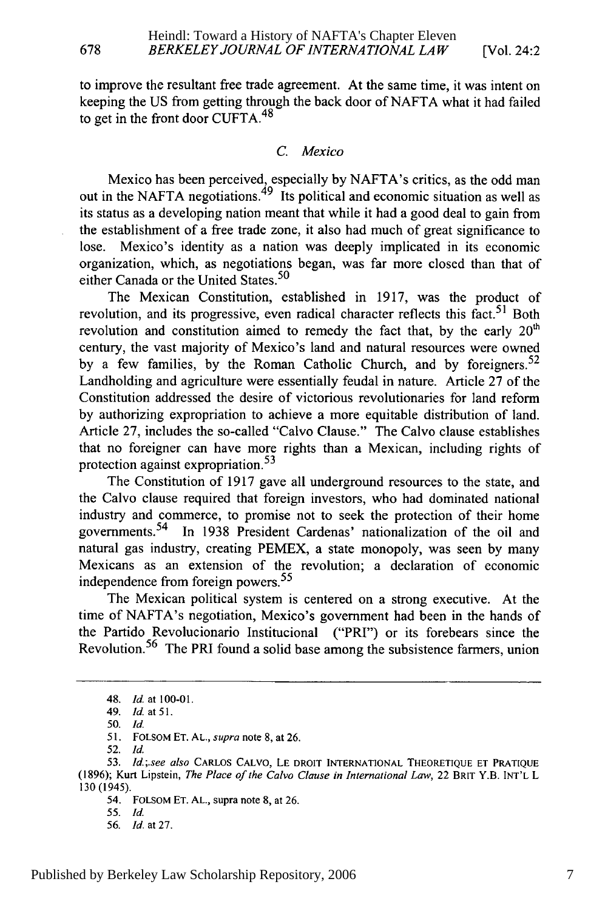to improve the resultant free trade agreement. At the same time, it was intent on keeping the US from getting through the back door of NAFTA what it had failed to get in the front door CUFTA.[48]

### *C. Mexico*

Mexico has been perceived, especially by NAFTA's critics, as the odd man out in the NAFTA negotiations.[49] Its political and economic situation as well as its status as a developing nation meant that while it had a good deal to gain from the establishment of a free trade zone, it also had much of great significance to lose. Mexico's identity as a nation was deeply implicated in its economic organization, which, as negotiations began, was far more closed than that of either Canada or the United States.[50]

The Mexican Constitution, established in 1917, was the product of revolution, and its progressive, even radical character reflects this fact.[51] Both revolution and constitution aimed to remedy the fact that, by the early 20th century, the vast majority of Mexico's land and natural resources were owned by a few families, by the Roman Catholic Church, and by foreigners.[52] Landholding and agriculture were essentially feudal in nature. Article 27 of the Constitution addressed the desire of victorious revolutionaries for land reform by authorizing expropriation to achieve a more equitable distribution of land. Article 27, includes the so-called "Calvo Clause." The Calvo clause establishes that no foreigner can have more rights than a Mexican, including rights of protection against expropriation.[53]

The Constitution of 1917 gave all underground resources to the state, and the Calvo clause required that foreign investors, who had dominated national industry and commerce, to promise not to seek the protection of their home governments.[54] In 1938 President Cardenas' nationalization of the oil and natural gas industry, creating PEMEX, a state monopoly, was seen by many Mexicans as an extension of the revolution; a declaration of economic independence from foreign powers.[55]

The Mexican political system is centered on a strong executive. At the time of NAFTA's negotiation, Mexico's government had been in the hands of the Partido Revolucionario Institucional ("PRI") or its forebears since the Revolution.[56] The PRI found a solid base among the subsistence farmers, union

---

48. *Id.* at 100-01.

49. *Id.* at 51.

50. *Id.*

51. FOLSOM ET. AL., *supra* note 8, at 26.

52. *Id.*

53. *Id.*;.*see also* CARLOS CALVO, LE DROIT INTERNATIONAL THEORETIQUE ET PRATIQUE (1896); Kurt Lipstein, *The Place of the Calvo Clause in International Law*, 22 BRIT Y.B. INT'L L 130 (1945).

54. FOLSOM ET. AL., supra note 8, at 26.

55. *Id.*

56. *Id.* at 27.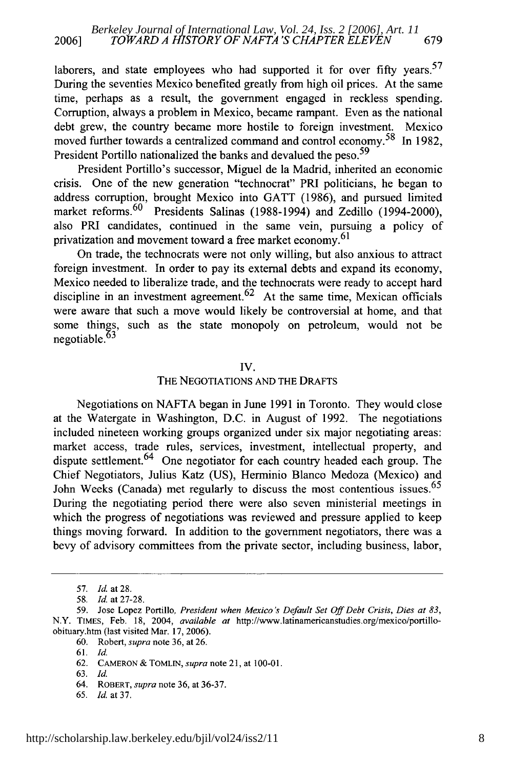laborers, and state employees who had supported it for over fifty years.[57] During the seventies Mexico benefited greatly from high oil prices. At the same time, perhaps as a result, the government engaged in reckless spending. Corruption, always a problem in Mexico, became rampant. Even as the national debt grew, the country became more hostile to foreign investment. Mexico moved further towards a centralized command and control economy.[58] In 1982, President Portillo nationalized the banks and devalued the peso.[59]

President Portillo's successor, Miguel de la Madrid, inherited an economic crisis. One of the new generation "technocrat" PRI politicians, he began to address corruption, brought Mexico into GATT (1986), and pursued limited market reforms.[60] Presidents Salinas (1988-1994) and Zedillo (1994-2000), also PRI candidates, continued in the same vein, pursuing a policy of privatization and movement toward a free market economy.[61]

On trade, the technocrats were not only willing, but also anxious to attract foreign investment. In order to pay its external debts and expand its economy, Mexico needed to liberalize trade, and the technocrats were ready to accept hard discipline in an investment agreement.[62] At the same time, Mexican officials were aware that such a move would likely be controversial at home, and that some things, such as the state monopoly on petroleum, would not be negotiable.[63]

## IV.
## THE NEGOTIATIONS AND THE DRAFTS

Negotiations on NAFTA began in June 1991 in Toronto. They would close at the Watergate in Washington, D.C. in August of 1992. The negotiations included nineteen working groups organized under six major negotiating areas: market access, trade rules, services, investment, intellectual property, and dispute settlement.[64] One negotiator for each country headed each group. The Chief Negotiators, Julius Katz (US), Herminio Blanco Medoza (Mexico) and John Weeks (Canada) met regularly to discuss the most contentious issues.[65] During the negotiating period there were also seven ministerial meetings in which the progress of negotiations was reviewed and pressure applied to keep things moving forward. In addition to the government negotiators, there was a bevy of advisory committees from the private sector, including business, labor,

---

57. *Id.* at 28.

58. *Id.* at 27-28.

59. Jose Lopez Portillo, *President when Mexico's Default Set Off Debt Crisis, Dies at 83*, N.Y. TIMES, Feb. 18, 2004, *available at* http://www.latinamericanstudies.org/mexico/portillo-obituary.htm (last visited Mar. 17, 2006).

60. Robert, *supra* note 36, at 26.

61. *Id.*

62. CAMERON & TOMLIN, *supra* note 21, at 100-01.

63. *Id.*

64. ROBERT, *supra* note 36, at 36-37.

65. *Id.* at 37.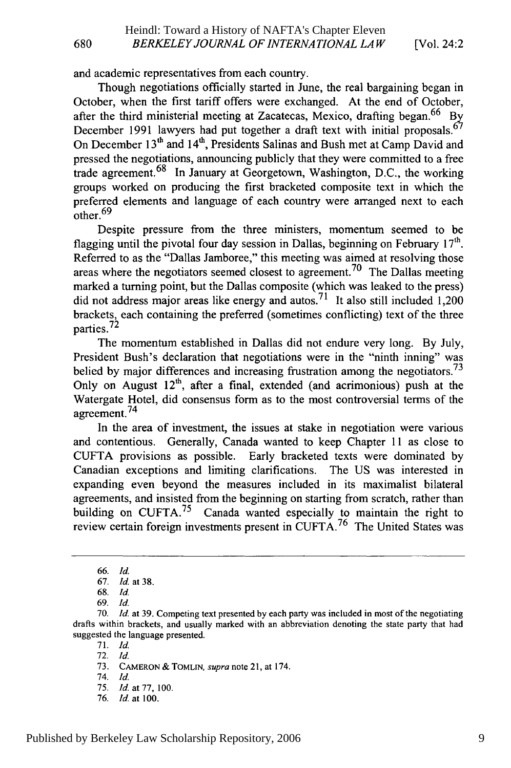and academic representatives from each country.

Though negotiations officially started in June, the real bargaining began in October, when the first tariff offers were exchanged. At the end of October, after the third ministerial meeting at Zacatecas, Mexico, drafting began.[66] By December 1991 lawyers had put together a draft text with initial proposals.[67] On December 13th and 14th, Presidents Salinas and Bush met at Camp David and pressed the negotiations, announcing publicly that they were committed to a free trade agreement.[68] In January at Georgetown, Washington, D.C., the working groups worked on producing the first bracketed composite text in which the preferred elements and language of each country were arranged next to each other.[69]

Despite pressure from the three ministers, momentum seemed to be flagging until the pivotal four day session in Dallas, beginning on February 17th. Referred to as the "Dallas Jamboree," this meeting was aimed at resolving those areas where the negotiators seemed closest to agreement.[70] The Dallas meeting marked a turning point, but the Dallas composite (which was leaked to the press) did not address major areas like energy and autos.[71] It also still included 1,200 brackets, each containing the preferred (sometimes conflicting) text of the three parties.[72]

The momentum established in Dallas did not endure very long. By July, President Bush's declaration that negotiations were in the "ninth inning" was belied by major differences and increasing frustration among the negotiators.[73] Only on August 12th, after a final, extended (and acrimonious) push at the Watergate Hotel, did consensus form as to the most controversial terms of the agreement.[74]

In the area of investment, the issues at stake in negotiation were various and contentious. Generally, Canada wanted to keep Chapter 11 as close to CUFTA provisions as possible. Early bracketed texts were dominated by Canadian exceptions and limiting clarifications. The US was interested in expanding even beyond the measures included in its maximalist bilateral agreements, and insisted from the beginning on starting from scratch, rather than building on CUFTA.[75] Canada wanted especially to maintain the right to review certain foreign investments present in CUFTA.[76] The United States was

---

66. *Id.*

67. *Id.* at 38.

68. *Id.*

69. *Id.*

70. *Id.* at 39. Competing text presented by each party was included in most of the negotiating drafts within brackets, and usually marked with an abbreviation denoting the state party that had suggested the language presented.

71. *Id.*

72. *Id.*

73. CAMERON & TOMLIN, *supra* note 21, at 174.

74. *Id.*

75. *Id.* at 77, 100.

76. *Id.* at 100.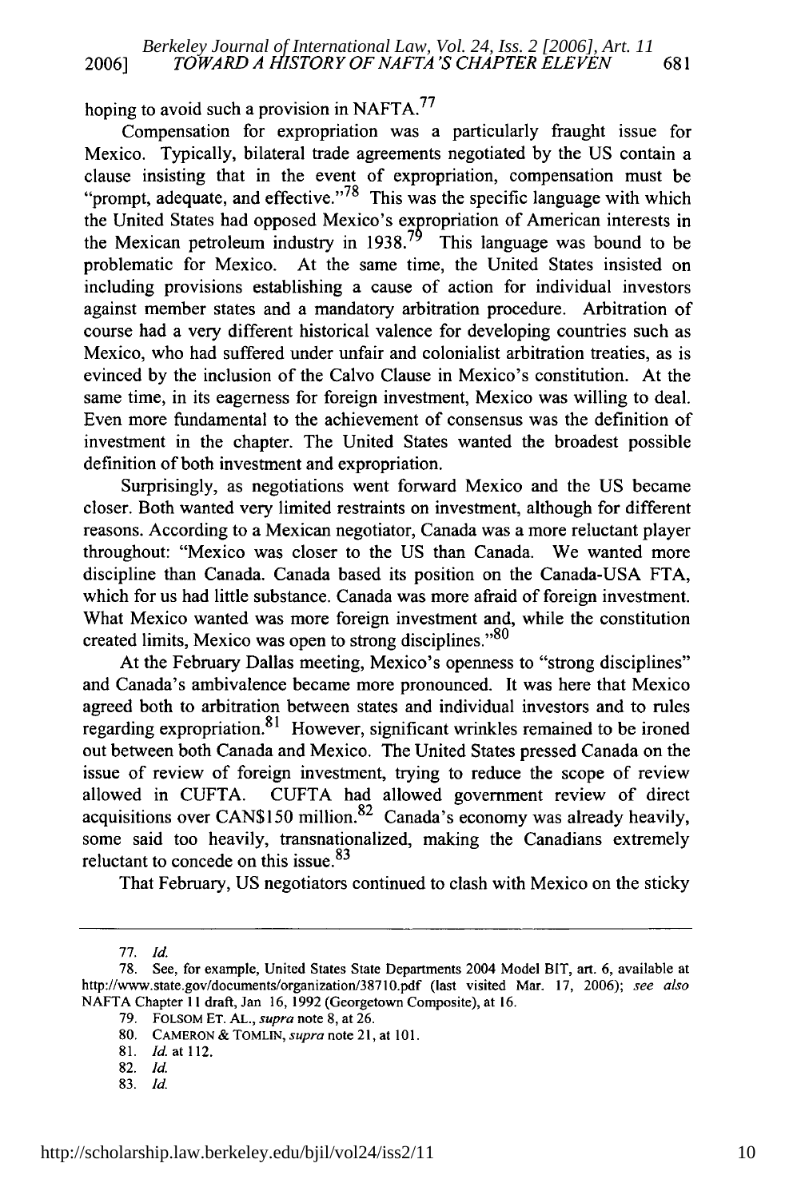hoping to avoid such a provision in NAFTA.[77]

Compensation for expropriation was a particularly fraught issue for Mexico. Typically, bilateral trade agreements negotiated by the US contain a clause insisting that in the event of expropriation, compensation must be "prompt, adequate, and effective."[78] This was the specific language with which the United States had opposed Mexico's expropriation of American interests in the Mexican petroleum industry in 1938.[79] This language was bound to be problematic for Mexico. At the same time, the United States insisted on including provisions establishing a cause of action for individual investors against member states and a mandatory arbitration procedure. Arbitration of course had a very different historical valence for developing countries such as Mexico, who had suffered under unfair and colonialist arbitration treaties, as is evinced by the inclusion of the Calvo Clause in Mexico's constitution. At the same time, in its eagerness for foreign investment, Mexico was willing to deal. Even more fundamental to the achievement of consensus was the definition of investment in the chapter. The United States wanted the broadest possible definition of both investment and expropriation.

Surprisingly, as negotiations went forward Mexico and the US became closer. Both wanted very limited restraints on investment, although for different reasons. According to a Mexican negotiator, Canada was a more reluctant player throughout: "Mexico was closer to the US than Canada. We wanted more discipline than Canada. Canada based its position on the Canada-USA FTA, which for us had little substance. Canada was more afraid of foreign investment. What Mexico wanted was more foreign investment and, while the constitution created limits, Mexico was open to strong disciplines."[80]

At the February Dallas meeting, Mexico's openness to "strong disciplines" and Canada's ambivalence became more pronounced. It was here that Mexico agreed both to arbitration between states and individual investors and to rules regarding expropriation.[81] However, significant wrinkles remained to be ironed out between both Canada and Mexico. The United States pressed Canada on the issue of review of foreign investment, trying to reduce the scope of review allowed in CUFTA. CUFTA had allowed government review of direct acquisitions over CAN$150 million.[82] Canada's economy was already heavily, some said too heavily, transnationalized, making the Canadians extremely reluctant to concede on this issue.[83]

That February, US negotiators continued to clash with Mexico on the sticky

---

77. *Id.*

78. See, for example, United States State Departments 2004 Model BIT, art. 6, available at http://www.state.gov/documents/organization/38710.pdf (last visited Mar. 17, 2006); *see also* NAFTA Chapter 11 draft, Jan 16, 1992 (Georgetown Composite), at 16.

79. FOLSOM ET. AL., *supra* note 8, at 26.

80. CAMERON & TOMLIN, *supra* note 21, at 101.

81. *Id.* at 112.

82. *Id.*

83. *Id.*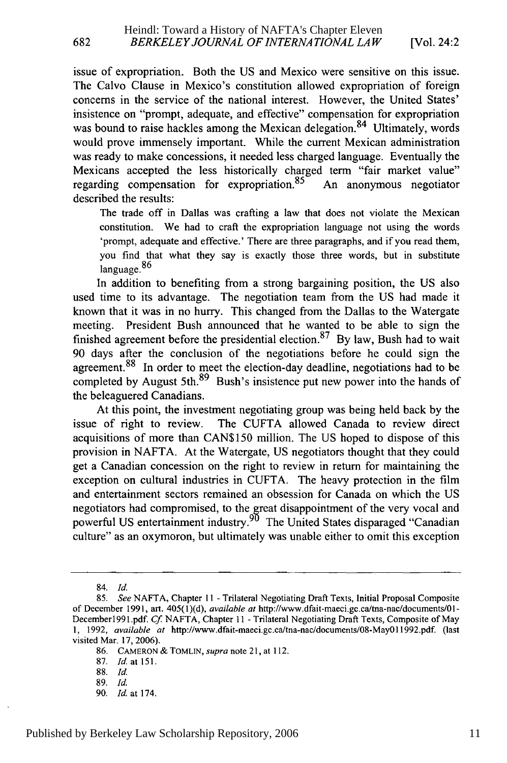issue of expropriation. Both the US and Mexico were sensitive on this issue. The Calvo Clause in Mexico's constitution allowed expropriation of foreign concerns in the service of the national interest. However, the United States' insistence on "prompt, adequate, and effective" compensation for expropriation was bound to raise hackles among the Mexican delegation.[84] Ultimately, words would prove immensely important. While the current Mexican administration was ready to make concessions, it needed less charged language. Eventually the Mexicans accepted the less historically charged term "fair market value" regarding compensation for expropriation.[85] An anonymous negotiator described the results:

> The trade off in Dallas was crafting a law that does not violate the Mexican constitution. We had to craft the expropriation language not using the words 'prompt, adequate and effective.' There are three paragraphs, and if you read them, you find that what they say is exactly those three words, but in substitute language.[86]

In addition to benefiting from a strong bargaining position, the US also used time to its advantage. The negotiation team from the US had made it known that it was in no hurry. This changed from the Dallas to the Watergate meeting. President Bush announced that he wanted to be able to sign the finished agreement before the presidential election.[87] By law, Bush had to wait 90 days after the conclusion of the negotiations before he could sign the agreement.[88] In order to meet the election-day deadline, negotiations had to be completed by August 5th.[89] Bush's insistence put new power into the hands of the beleaguered Canadians.

At this point, the investment negotiating group was being held back by the issue of right to review. The CUFTA allowed Canada to review direct acquisitions of more than CAN$150 million. The US hoped to dispose of this provision in NAFTA. At the Watergate, US negotiators thought that they could get a Canadian concession on the right to review in return for maintaining the exception on cultural industries in CUFTA. The heavy protection in the film and entertainment sectors remained an obsession for Canada on which the US negotiators had compromised, to the great disappointment of the very vocal and powerful US entertainment industry.[90] The United States disparaged "Canadian culture" as an oxymoron, but ultimately was unable either to omit this exception

---

84. *Id.*

85. *See* NAFTA, Chapter 11 - Trilateral Negotiating Draft Texts, Initial Proposal Composite of December 1991, art. 405(1)(d), *available at* http://www.dfait-maeci.gc.ca/tna-nac/documents/01-December1991.pdf. *Cf.* NAFTA, Chapter 11 - Trilateral Negotiating Draft Texts, Composite of May 1, 1992, *available at* http://www.dfait-maeci.gc.ca/tna-nac/documents/08-May011992.pdf. (last visited Mar. 17, 2006).

86. CAMERON & TOMLIN, *supra* note 21, at 112.

87. *Id.* at 151.

88. *Id.*

89. *Id.*

90. *Id.* at 174.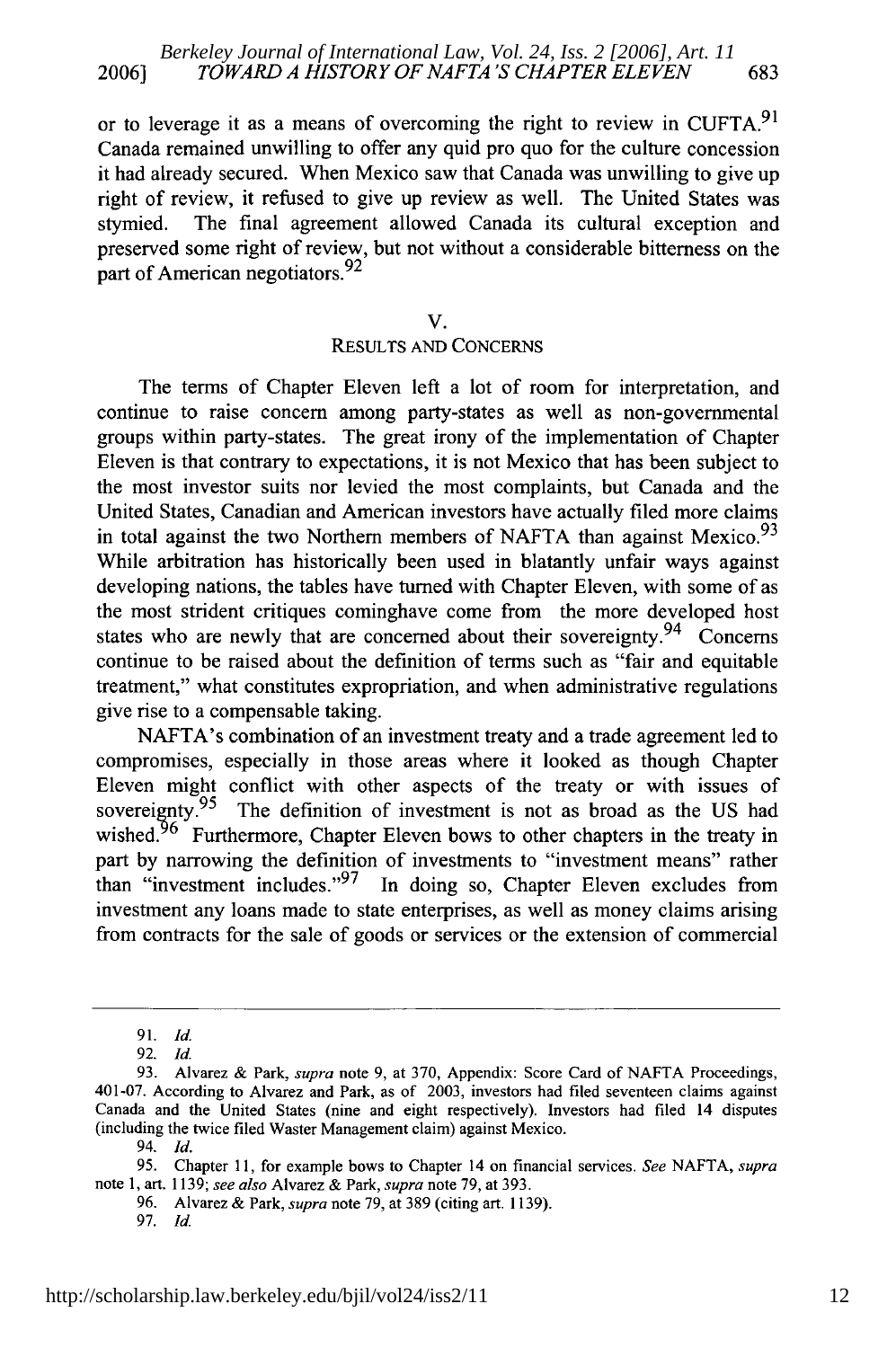or to leverage it as a means of overcoming the right to review in CUFTA.[91] Canada remained unwilling to offer any quid pro quo for the culture concession it had already secured. When Mexico saw that Canada was unwilling to give up right of review, it refused to give up review as well. The United States was stymied. The final agreement allowed Canada its cultural exception and preserved some right of review, but not without a considerable bitterness on the part of American negotiators.[92]

## V.
## RESULTS AND CONCERNS

The terms of Chapter Eleven left a lot of room for interpretation, and continue to raise concern among party-states as well as non-governmental groups within party-states. The great irony of the implementation of Chapter Eleven is that contrary to expectations, it is not Mexico that has been subject to the most investor suits nor levied the most complaints, but Canada and the United States, Canadian and American investors have actually filed more claims in total against the two Northern members of NAFTA than against Mexico.[93] While arbitration has historically been used in blatantly unfair ways against developing nations, the tables have turned with Chapter Eleven, with some of as the most strident critiques cominghave come from the more developed host states who are newly that are concerned about their sovereignty.[94] Concerns continue to be raised about the definition of terms such as "fair and equitable treatment," what constitutes expropriation, and when administrative regulations give rise to a compensable taking.

NAFTA's combination of an investment treaty and a trade agreement led to compromises, especially in those areas where it looked as though Chapter Eleven might conflict with other aspects of the treaty or with issues of sovereignty.[95] The definition of investment is not as broad as the US had wished.[96] Furthermore, Chapter Eleven bows to other chapters in the treaty in part by narrowing the definition of investments to "investment means" rather than "investment includes."[97] In doing so, Chapter Eleven excludes from investment any loans made to state enterprises, as well as money claims arising from contracts for the sale of goods or services or the extension of commercial

---

91. *Id.*

92. *Id.*

93. Alvarez & Park, *supra* note 9, at 370, Appendix: Score Card of NAFTA Proceedings, 401-07. According to Alvarez and Park, as of 2003, investors had filed seventeen claims against Canada and the United States (nine and eight respectively). Investors had filed 14 disputes (including the twice filed Waster Management claim) against Mexico.

94. *Id.*

95. Chapter 11, for example bows to Chapter 14 on financial services. *See* NAFTA, *supra* note 1, art. 1139; *see also* Alvarez & Park, *supra* note 79, at 393.

96. Alvarez & Park, *supra* note 79, at 389 (citing art. 1139).

97. *Id.*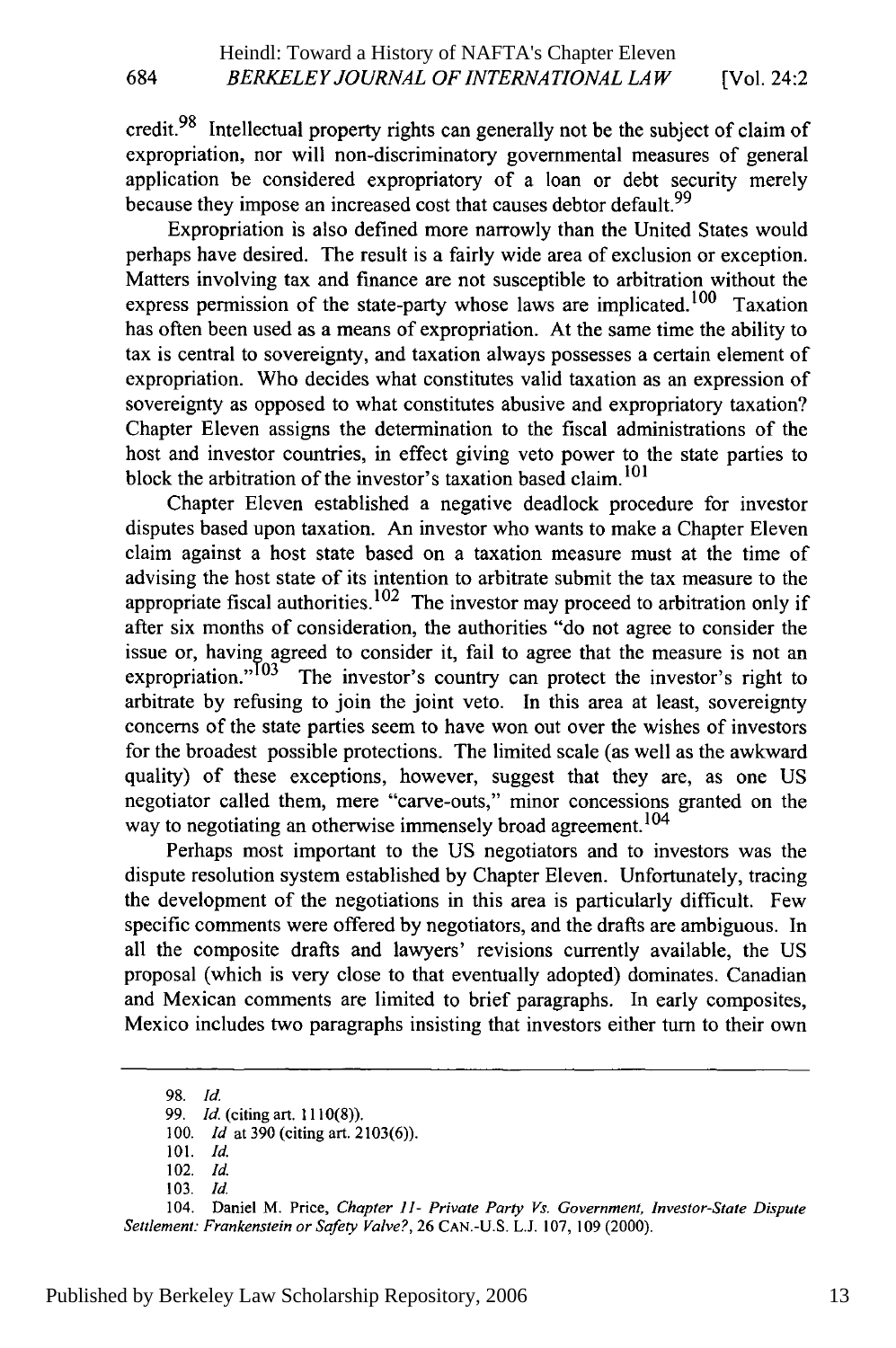credit.[98] Intellectual property rights can generally not be the subject of claim of expropriation, nor will non-discriminatory governmental measures of general application be considered expropriatory of a loan or debt security merely because they impose an increased cost that causes debtor default.[99]

Expropriation is also defined more narrowly than the United States would perhaps have desired. The result is a fairly wide area of exclusion or exception. Matters involving tax and finance are not susceptible to arbitration without the express permission of the state-party whose laws are implicated.[100] Taxation has often been used as a means of expropriation. At the same time the ability to tax is central to sovereignty, and taxation always possesses a certain element of expropriation. Who decides what constitutes valid taxation as an expression of sovereignty as opposed to what constitutes abusive and expropriatory taxation? Chapter Eleven assigns the determination to the fiscal administrations of the host and investor countries, in effect giving veto power to the state parties to block the arbitration of the investor's taxation based claim.[101]

Chapter Eleven established a negative deadlock procedure for investor disputes based upon taxation. An investor who wants to make a Chapter Eleven claim against a host state based on a taxation measure must at the time of advising the host state of its intention to arbitrate submit the tax measure to the appropriate fiscal authorities.[102] The investor may proceed to arbitration only if after six months of consideration, the authorities "do not agree to consider the issue or, having agreed to consider it, fail to agree that the measure is not an expropriation."[103] The investor's country can protect the investor's right to arbitrate by refusing to join the joint veto. In this area at least, sovereignty concerns of the state parties seem to have won out over the wishes of investors for the broadest possible protections. The limited scale (as well as the awkward quality) of these exceptions, however, suggest that they are, as one US negotiator called them, mere "carve-outs," minor concessions granted on the way to negotiating an otherwise immensely broad agreement.[104]

Perhaps most important to the US negotiators and to investors was the dispute resolution system established by Chapter Eleven. Unfortunately, tracing the development of the negotiations in this area is particularly difficult. Few specific comments were offered by negotiators, and the drafts are ambiguous. In all the composite drafts and lawyers' revisions currently available, the US proposal (which is very close to that eventually adopted) dominates. Canadian and Mexican comments are limited to brief paragraphs. In early composites, Mexico includes two paragraphs insisting that investors either turn to their own

---

98. *Id.*

99. *Id.* (citing art. 1110(8)).

100. *Id* at 390 (citing art. 2103(6)).

101. *Id.*

102. *Id.*

103. *Id.*

104. Daniel M. Price, *Chapter 11- Private Party Vs. Government, Investor-State Dispute Settlement: Frankenstein or Safety Valve?*, 26 CAN.-U.S. L.J. 107, 109 (2000).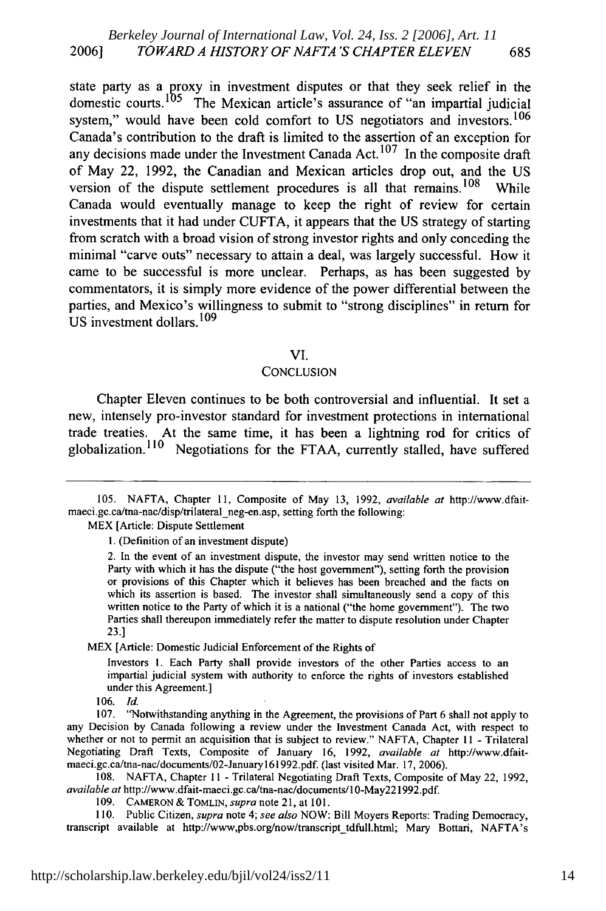state party as a proxy in investment disputes or that they seek relief in the domestic courts.[105] The Mexican article's assurance of "an impartial judicial system," would have been cold comfort to US negotiators and investors.[106] Canada's contribution to the draft is limited to the assertion of an exception for any decisions made under the Investment Canada Act.[107] In the composite draft of May 22, 1992, the Canadian and Mexican articles drop out, and the US version of the dispute settlement procedures is all that remains.[108] While Canada would eventually manage to keep the right of review for certain investments that it had under CUFTA, it appears that the US strategy of starting from scratch with a broad vision of strong investor rights and only conceding the minimal "carve outs" necessary to attain a deal, was largely successful. How it came to be successful is more unclear. Perhaps, as has been suggested by commentators, it is simply more evidence of the power differential between the parties, and Mexico's willingness to submit to "strong disciplines" in return for US investment dollars.[109]

## VI.
## CONCLUSION

Chapter Eleven continues to be both controversial and influential. It set a new, intensely pro-investor standard for investment protections in international trade treaties. At the same time, it has been a lightning rod for critics of globalization.[110] Negotiations for the FTAA, currently stalled, have suffered

---

105. NAFTA, Chapter 11, Composite of May 13, 1992, *available at* http://www.dfait-maeci.gc.ca/tna-nac/disp/trilateral_neg-en.asp, setting forth the following:

MEX [Article: Dispute Settlement

> 1. (Definition of an investment dispute)
>
> 2. In the event of an investment dispute, the investor may send written notice to the Party with which it has the dispute ("the host government"), setting forth the provision or provisions of this Chapter which it believes has been breached and the facts on which its assertion is based. The investor shall simultaneously send a copy of this written notice to the Party of which it is a national ("the home government"). The two Parties shall thereupon immediately refer the matter to dispute resolution under Chapter 23.]

MEX [Article: Domestic Judicial Enforcement of the Rights of

> Investors 1. Each Party shall provide investors of the other Parties access to an impartial judicial system with authority to enforce the rights of investors established under this Agreement.]

106. *Id.*

107. "Notwithstanding anything in the Agreement, the provisions of Part 6 shall not apply to any Decision by Canada following a review under the Investment Canada Act, with respect to whether or not to permit an acquisition that is subject to review." NAFTA, Chapter 11 - Trilateral Negotiating Draft Texts, Composite of January 16, 1992, *available at* http://www.dfait-maeci.gc.ca/tna-nac/documents/02-January161992.pdf. (last visited Mar. 17, 2006).

108. NAFTA, Chapter 11 - Trilateral Negotiating Draft Texts, Composite of May 22, 1992, *available at* http://www.dfait-maeci.gc.ca/tna-nac/documents/10-May221992.pdf.

109. CAMERON & TOMLIN, *supra* note 21, at 101.

110. Public Citizen, *supra* note 4; *see also* NOW: Bill Moyers Reports: Trading Democracy, transcript available at http://www,pbs.org/now/transcript_tdfull.html; Mary Bottari, NAFTA's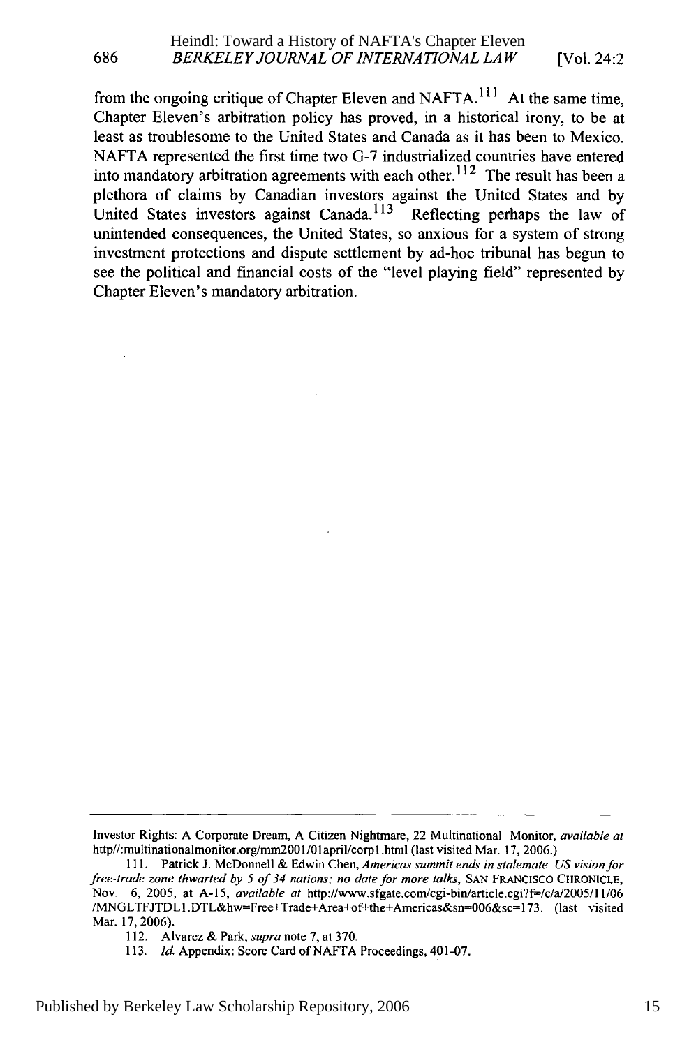from the ongoing critique of Chapter Eleven and NAFTA.[111] At the same time, Chapter Eleven's arbitration policy has proved, in a historical irony, to be at least as troublesome to the United States and Canada as it has been to Mexico. NAFTA represented the first time two G-7 industrialized countries have entered into mandatory arbitration agreements with each other.[112] The result has been a plethora of claims by Canadian investors against the United States and by United States investors against Canada.[113] Reflecting perhaps the law of unintended consequences, the United States, so anxious for a system of strong investment protections and dispute settlement by ad-hoc tribunal has begun to see the political and financial costs of the "level playing field" represented by Chapter Eleven's mandatory arbitration.

---

Investor Rights: A Corporate Dream, A Citizen Nightmare, 22 Multinational Monitor, *available at* http//:multinationalmonitor.org/mm2001/01april/corp1.html (last visited Mar. 17, 2006.)

111. Patrick J. McDonnell & Edwin Chen, *Americas summit ends in stalemate. US vision for free-trade zone thwarted by 5 of 34 nations; no date for more talks*, SAN FRANCISCO CHRONICLE, Nov. 6, 2005, at A-15, *available at* http://www.sfgate.com/cgi-bin/article.cgi?f=/c/a/2005/11/06/MNGLTFJTDL1.DTL&hw=Free+Trade+Area+of+the+Americas&sn=006&sc=173. (last visited Mar. 17, 2006).

112. Alvarez & Park, *supra* note 7, at 370.

113. *Id.* Appendix: Score Card of NAFTA Proceedings, 401-07.